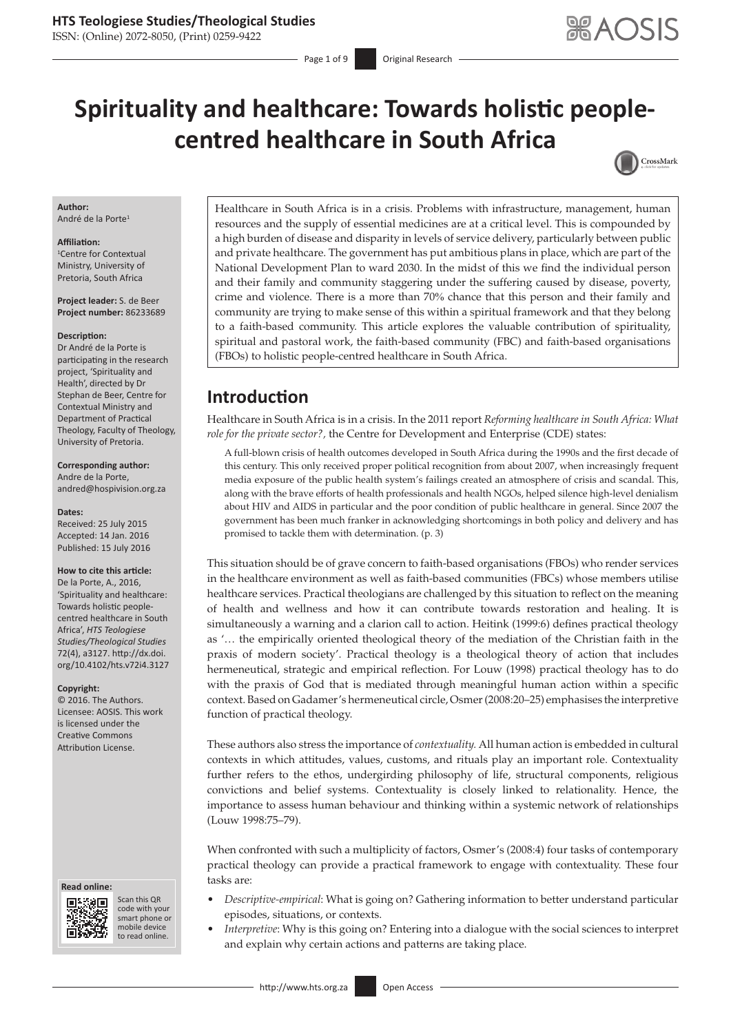# Spirituality and healthcare: Towards holistic people-centred healthcare in South Africa

**Author:**
André de la Porte[1]

**Affiliation:**
[1]Centre for Contextual Ministry, University of Pretoria, South Africa

**Project leader:** S. de Beer
**Project number:** 86233689

**Description:**
Dr André de la Porte is participating in the research project, 'Spirituality and Health', directed by Dr Stephan de Beer, Centre for Contextual Ministry and Department of Practical Theology, Faculty of Theology, University of Pretoria.

**Corresponding author:**
Andre de la Porte,
andred@hospivision.org.za

**Dates:**
Received: 25 July 2015
Accepted: 14 Jan. 2016
Published: 15 July 2016

**How to cite this article:**
De la Porte, A., 2016, 'Spirituality and healthcare: Towards holistic people-centred healthcare in South Africa', *HTS Teologiese Studies/Theological Studies* 72(4), a3127. http://dx.doi.org/10.4102/hts.v72i4.3127

**Copyright:**
© 2016. The Authors. Licensee: AOSIS. This work is licensed under the Creative Commons Attribution License.

Healthcare in South Africa is in a crisis. Problems with infrastructure, management, human resources and the supply of essential medicines are at a critical level. This is compounded by a high burden of disease and disparity in levels of service delivery, particularly between public and private healthcare. The government has put ambitious plans in place, which are part of the National Development Plan to ward 2030. In the midst of this we find the individual person and their family and community staggering under the suffering caused by disease, poverty, crime and violence. There is a more than 70% chance that this person and their family and community are trying to make sense of this within a spiritual framework and that they belong to a faith-based community. This article explores the valuable contribution of spirituality, spiritual and pastoral work, the faith-based community (FBC) and faith-based organisations (FBOs) to holistic people-centred healthcare in South Africa.

## Introduction

Healthcare in South Africa is in a crisis. In the 2011 report *Reforming healthcare in South Africa: What role for the private sector?,* the Centre for Development and Enterprise (CDE) states:

> A full-blown crisis of health outcomes developed in South Africa during the 1990s and the first decade of this century. This only received proper political recognition from about 2007, when increasingly frequent media exposure of the public health system's failings created an atmosphere of crisis and scandal. This, along with the brave efforts of health professionals and health NGOs, helped silence high-level denialism about HIV and AIDS in particular and the poor condition of public healthcare in general. Since 2007 the government has been much franker in acknowledging shortcomings in both policy and delivery and has promised to tackle them with determination. (p. 3)

This situation should be of grave concern to faith-based organisations (FBOs) who render services in the healthcare environment as well as faith-based communities (FBCs) whose members utilise healthcare services. Practical theologians are challenged by this situation to reflect on the meaning of health and wellness and how it can contribute towards restoration and healing. It is simultaneously a warning and a clarion call to action. Heitink (1999:6) defines practical theology as '… the empirically oriented theological theory of the mediation of the Christian faith in the praxis of modern society'. Practical theology is a theological theory of action that includes hermeneutical, strategic and empirical reflection. For Louw (1998) practical theology has to do with the praxis of God that is mediated through meaningful human action within a specific context. Based on Gadamer's hermeneutical circle, Osmer (2008:20–25) emphasises the interpretive function of practical theology.

These authors also stress the importance of *contextuality.* All human action is embedded in cultural contexts in which attitudes, values, customs, and rituals play an important role. Contextuality further refers to the ethos, undergirding philosophy of life, structural components, religious convictions and belief systems. Contextuality is closely linked to relationality. Hence, the importance to assess human behaviour and thinking within a systemic network of relationships (Louw 1998:75–79).

When confronted with such a multiplicity of factors, Osmer's (2008:4) four tasks of contemporary practical theology can provide a practical framework to engage with contextuality. These four tasks are:

- *Descriptive-empirical*: What is going on? Gathering information to better understand particular episodes, situations, or contexts.
- *Interpretive*: Why is this going on? Entering into a dialogue with the social sciences to interpret and explain why certain actions and patterns are taking place.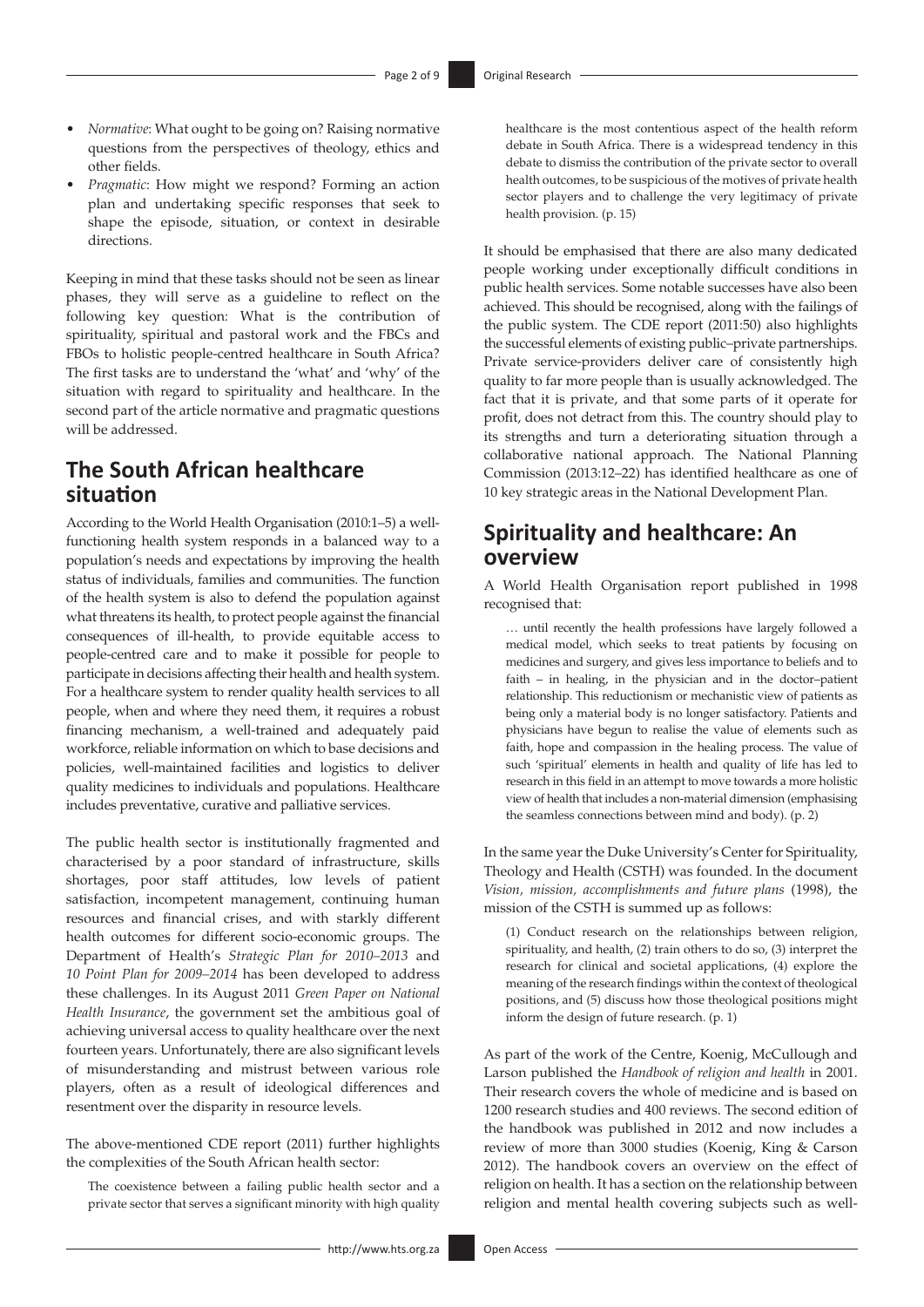- *Normative*: What ought to be going on? Raising normative questions from the perspectives of theology, ethics and other fields.
- *Pragmatic*: How might we respond? Forming an action plan and undertaking specific responses that seek to shape the episode, situation, or context in desirable directions.

Keeping in mind that these tasks should not be seen as linear phases, they will serve as a guideline to reflect on the following key question: What is the contribution of spirituality, spiritual and pastoral work and the FBCs and FBOs to holistic people-centred healthcare in South Africa? The first tasks are to understand the 'what' and 'why' of the situation with regard to spirituality and healthcare. In the second part of the article normative and pragmatic questions will be addressed.

## The South African healthcare situation

According to the World Health Organisation (2010:1–5) a well-functioning health system responds in a balanced way to a population's needs and expectations by improving the health status of individuals, families and communities. The function of the health system is also to defend the population against what threatens its health, to protect people against the financial consequences of ill-health, to provide equitable access to people-centred care and to make it possible for people to participate in decisions affecting their health and health system. For a healthcare system to render quality health services to all people, when and where they need them, it requires a robust financing mechanism, a well-trained and adequately paid workforce, reliable information on which to base decisions and policies, well-maintained facilities and logistics to deliver quality medicines to individuals and populations. Healthcare includes preventative, curative and palliative services.

The public health sector is institutionally fragmented and characterised by a poor standard of infrastructure, skills shortages, poor staff attitudes, low levels of patient satisfaction, incompetent management, continuing human resources and financial crises, and with starkly different health outcomes for different socio-economic groups. The Department of Health's *Strategic Plan for 2010–2013* and *10 Point Plan for 2009–2014* has been developed to address these challenges. In its August 2011 *Green Paper on National Health Insurance*, the government set the ambitious goal of achieving universal access to quality healthcare over the next fourteen years. Unfortunately, there are also significant levels of misunderstanding and mistrust between various role players, often as a result of ideological differences and resentment over the disparity in resource levels.

The above-mentioned CDE report (2011) further highlights the complexities of the South African health sector:

> The coexistence between a failing public health sector and a private sector that serves a significant minority with high quality healthcare is the most contentious aspect of the health reform debate in South Africa. There is a widespread tendency in this debate to dismiss the contribution of the private sector to overall health outcomes, to be suspicious of the motives of private health sector players and to challenge the very legitimacy of private health provision. (p. 15)

It should be emphasised that there are also many dedicated people working under exceptionally difficult conditions in public health services. Some notable successes have also been achieved. This should be recognised, along with the failings of the public system. The CDE report (2011:50) also highlights the successful elements of existing public–private partnerships. Private service-providers deliver care of consistently high quality to far more people than is usually acknowledged. The fact that it is private, and that some parts of it operate for profit, does not detract from this. The country should play to its strengths and turn a deteriorating situation through a collaborative national approach. The National Planning Commission (2013:12–22) has identified healthcare as one of 10 key strategic areas in the National Development Plan.

## Spirituality and healthcare: An overview

A World Health Organisation report published in 1998 recognised that:

> … until recently the health professions have largely followed a medical model, which seeks to treat patients by focusing on medicines and surgery, and gives less importance to beliefs and to faith – in healing, in the physician and in the doctor–patient relationship. This reductionism or mechanistic view of patients as being only a material body is no longer satisfactory. Patients and physicians have begun to realise the value of elements such as faith, hope and compassion in the healing process. The value of such 'spiritual' elements in health and quality of life has led to research in this field in an attempt to move towards a more holistic view of health that includes a non-material dimension (emphasising the seamless connections between mind and body). (p. 2)

In the same year the Duke University's Center for Spirituality, Theology and Health (CSTH) was founded. In the document *Vision, mission, accomplishments and future plans* (1998), the mission of the CSTH is summed up as follows:

> (1) Conduct research on the relationships between religion, spirituality, and health, (2) train others to do so, (3) interpret the research for clinical and societal applications, (4) explore the meaning of the research findings within the context of theological positions, and (5) discuss how those theological positions might inform the design of future research. (p. 1)

As part of the work of the Centre, Koenig, McCullough and Larson published the *Handbook of religion and health* in 2001. Their research covers the whole of medicine and is based on 1200 research studies and 400 reviews. The second edition of the handbook was published in 2012 and now includes a review of more than 3000 studies (Koenig, King & Carson 2012). The handbook covers an overview on the effect of religion on health. It has a section on the relationship between religion and mental health covering subjects such as well-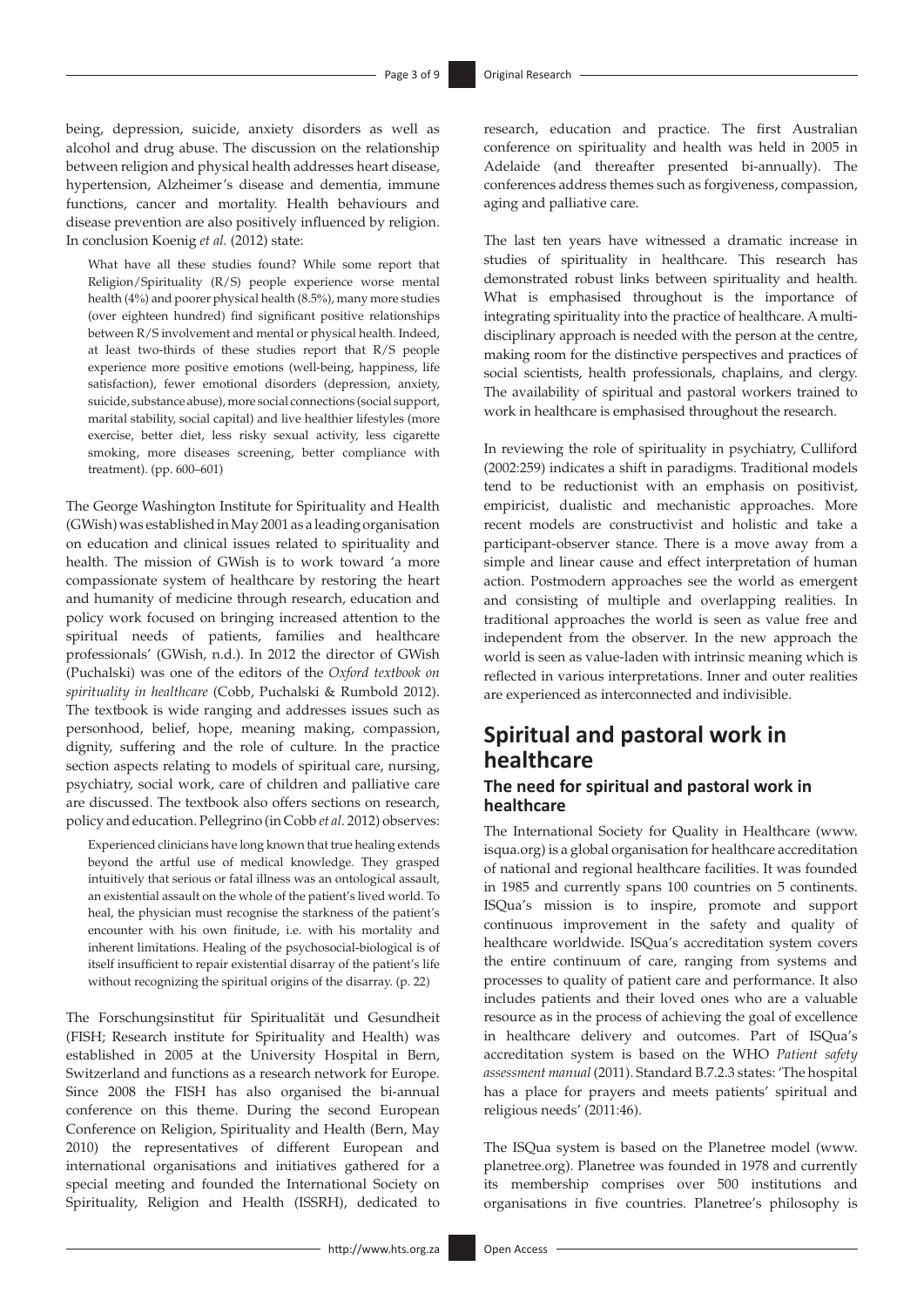being, depression, suicide, anxiety disorders as well as alcohol and drug abuse. The discussion on the relationship between religion and physical health addresses heart disease, hypertension, Alzheimer's disease and dementia, immune functions, cancer and mortality. Health behaviours and disease prevention are also positively influenced by religion. In conclusion Koenig *et al.* (2012) state:

> What have all these studies found? While some report that Religion/Spirituality (R/S) people experience worse mental health (4%) and poorer physical health (8.5%), many more studies (over eighteen hundred) find significant positive relationships between R/S involvement and mental or physical health. Indeed, at least two-thirds of these studies report that R/S people experience more positive emotions (well-being, happiness, life satisfaction), fewer emotional disorders (depression, anxiety, suicide, substance abuse), more social connections (social support, marital stability, social capital) and live healthier lifestyles (more exercise, better diet, less risky sexual activity, less cigarette smoking, more diseases screening, better compliance with treatment). (pp. 600–601)

The George Washington Institute for Spirituality and Health (GWish) was established in May 2001 as a leading organisation on education and clinical issues related to spirituality and health. The mission of GWish is to work toward 'a more compassionate system of healthcare by restoring the heart and humanity of medicine through research, education and policy work focused on bringing increased attention to the spiritual needs of patients, families and healthcare professionals' (GWish, n.d.). In 2012 the director of GWish (Puchalski) was one of the editors of the *Oxford textbook on spirituality in healthcare* (Cobb, Puchalski & Rumbold 2012). The textbook is wide ranging and addresses issues such as personhood, belief, hope, meaning making, compassion, dignity, suffering and the role of culture. In the practice section aspects relating to models of spiritual care, nursing, psychiatry, social work, care of children and palliative care are discussed. The textbook also offers sections on research, policy and education. Pellegrino (in Cobb *et al.* 2012) observes:

> Experienced clinicians have long known that true healing extends beyond the artful use of medical knowledge. They grasped intuitively that serious or fatal illness was an ontological assault, an existential assault on the whole of the patient's lived world. To heal, the physician must recognise the starkness of the patient's encounter with his own finitude, i.e. with his mortality and inherent limitations. Healing of the psychosocial-biological is of itself insufficient to repair existential disarray of the patient's life without recognizing the spiritual origins of the disarray. (p. 22)

The Forschungsinstitut für Spiritualität und Gesundheit (FISH; Research institute for Spirituality and Health) was established in 2005 at the University Hospital in Bern, Switzerland and functions as a research network for Europe. Since 2008 the FISH has also organised the bi-annual conference on this theme. During the second European Conference on Religion, Spirituality and Health (Bern, May 2010) the representatives of different European and international organisations and initiatives gathered for a special meeting and founded the International Society on Spirituality, Religion and Health (ISSRH), dedicated to research, education and practice. The first Australian conference on spirituality and health was held in 2005 in Adelaide (and thereafter presented bi-annually). The conferences address themes such as forgiveness, compassion, aging and palliative care.

The last ten years have witnessed a dramatic increase in studies of spirituality in healthcare. This research has demonstrated robust links between spirituality and health. What is emphasised throughout is the importance of integrating spirituality into the practice of healthcare. A multi-disciplinary approach is needed with the person at the centre, making room for the distinctive perspectives and practices of social scientists, health professionals, chaplains, and clergy. The availability of spiritual and pastoral workers trained to work in healthcare is emphasised throughout the research.

In reviewing the role of spirituality in psychiatry, Culliford (2002:259) indicates a shift in paradigms. Traditional models tend to be reductionist with an emphasis on positivist, empiricist, dualistic and mechanistic approaches. More recent models are constructivist and holistic and take a participant-observer stance. There is a move away from a simple and linear cause and effect interpretation of human action. Postmodern approaches see the world as emergent and consisting of multiple and overlapping realities. In traditional approaches the world is seen as value free and independent from the observer. In the new approach the world is seen as value-laden with intrinsic meaning which is reflected in various interpretations. Inner and outer realities are experienced as interconnected and indivisible.

## Spiritual and pastoral work in healthcare

### The need for spiritual and pastoral work in healthcare

The International Society for Quality in Healthcare (www.isqua.org) is a global organisation for healthcare accreditation of national and regional healthcare facilities. It was founded in 1985 and currently spans 100 countries on 5 continents. ISQua's mission is to inspire, promote and support continuous improvement in the safety and quality of healthcare worldwide. ISQua's accreditation system covers the entire continuum of care, ranging from systems and processes to quality of patient care and performance. It also includes patients and their loved ones who are a valuable resource as in the process of achieving the goal of excellence in healthcare delivery and outcomes. Part of ISQua's accreditation system is based on the WHO *Patient safety assessment manual* (2011). Standard B.7.2.3 states: 'The hospital has a place for prayers and meets patients' spiritual and religious needs' (2011:46).

The ISQua system is based on the Planetree model (www.planetree.org). Planetree was founded in 1978 and currently its membership comprises over 500 institutions and organisations in five countries. Planetree's philosophy is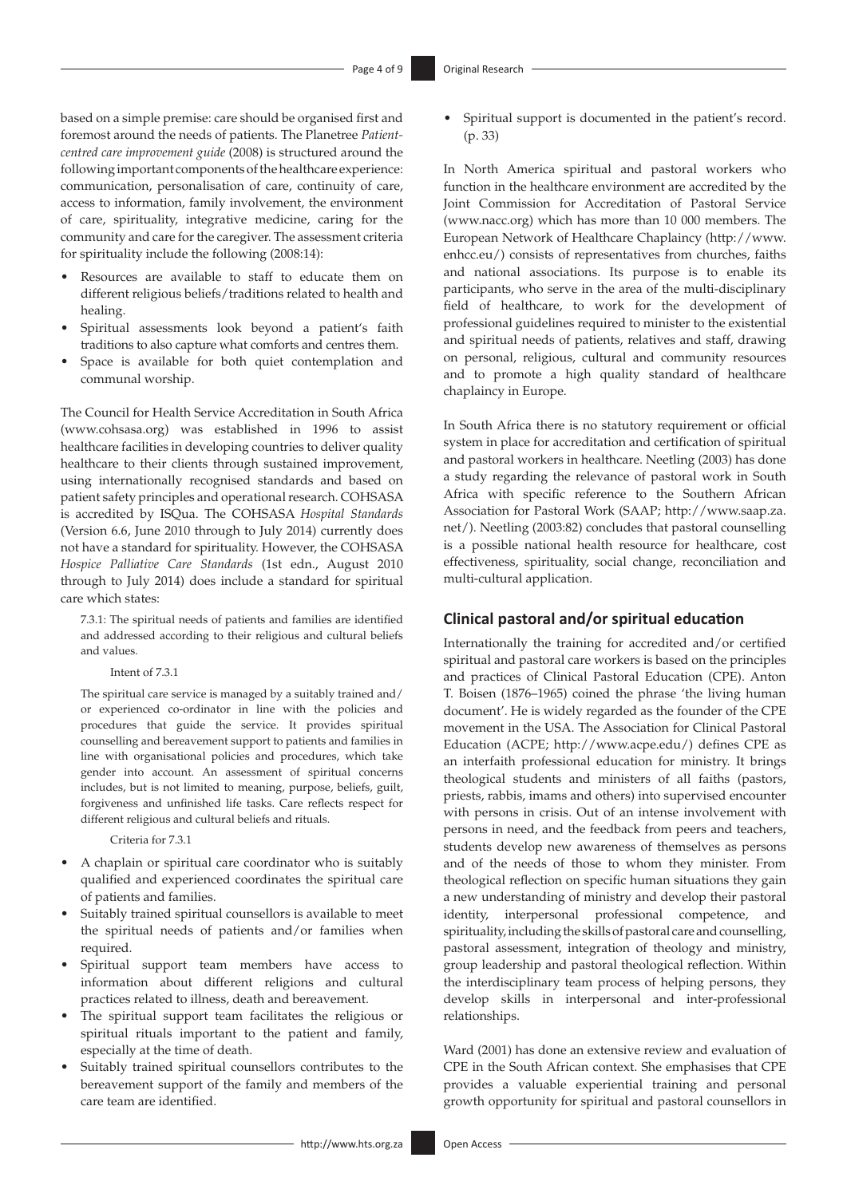based on a simple premise: care should be organised first and foremost around the needs of patients. The Planetree *Patient-centred care improvement guide* (2008) is structured around the following important components of the healthcare experience: communication, personalisation of care, continuity of care, access to information, family involvement, the environment of care, spirituality, integrative medicine, caring for the community and care for the caregiver. The assessment criteria for spirituality include the following (2008:14):

- Resources are available to staff to educate them on different religious beliefs/traditions related to health and healing.
- Spiritual assessments look beyond a patient's faith traditions to also capture what comforts and centres them.
- Space is available for both quiet contemplation and communal worship.

The Council for Health Service Accreditation in South Africa (www.cohsasa.org) was established in 1996 to assist healthcare facilities in developing countries to deliver quality healthcare to their clients through sustained improvement, using internationally recognised standards and based on patient safety principles and operational research. COHSASA is accredited by ISQua. The COHSASA *Hospital Standards* (Version 6.6, June 2010 through to July 2014) currently does not have a standard for spirituality. However, the COHSASA *Hospice Palliative Care Standards* (1st edn., August 2010 through to July 2014) does include a standard for spiritual care which states:

> 7.3.1: The spiritual needs of patients and families are identified and addressed according to their religious and cultural beliefs and values.
>
> Intent of 7.3.1
>
> The spiritual care service is managed by a suitably trained and/or experienced co-ordinator in line with the policies and procedures that guide the service. It provides spiritual counselling and bereavement support to patients and families in line with organisational policies and procedures, which take gender into account. An assessment of spiritual concerns includes, but is not limited to meaning, purpose, beliefs, guilt, forgiveness and unfinished life tasks. Care reflects respect for different religious and cultural beliefs and rituals.
>
> Criteria for 7.3.1
>
> - A chaplain or spiritual care coordinator who is suitably qualified and experienced coordinates the spiritual care of patients and families.
> - Suitably trained spiritual counsellors is available to meet the spiritual needs of patients and/or families when required.
> - Spiritual support team members have access to information about different religions and cultural practices related to illness, death and bereavement.
> - The spiritual support team facilitates the religious or spiritual rituals important to the patient and family, especially at the time of death.
> - Suitably trained spiritual counsellors contributes to the bereavement support of the family and members of the care team are identified.
> - Spiritual support is documented in the patient's record. (p. 33)

In North America spiritual and pastoral workers who function in the healthcare environment are accredited by the Joint Commission for Accreditation of Pastoral Service (www.nacc.org) which has more than 10 000 members. The European Network of Healthcare Chaplaincy (http://www.enhcc.eu/) consists of representatives from churches, faiths and national associations. Its purpose is to enable its participants, who serve in the area of the multi-disciplinary field of healthcare, to work for the development of professional guidelines required to minister to the existential and spiritual needs of patients, relatives and staff, drawing on personal, religious, cultural and community resources and to promote a high quality standard of healthcare chaplaincy in Europe.

In South Africa there is no statutory requirement or official system in place for accreditation and certification of spiritual and pastoral workers in healthcare. Neetling (2003) has done a study regarding the relevance of pastoral work in South Africa with specific reference to the Southern African Association for Pastoral Work (SAAP; http://www.saap.za.net/). Neetling (2003:82) concludes that pastoral counselling is a possible national health resource for healthcare, cost effectiveness, spirituality, social change, reconciliation and multi-cultural application.

## Clinical pastoral and/or spiritual education

Internationally the training for accredited and/or certified spiritual and pastoral care workers is based on the principles and practices of Clinical Pastoral Education (CPE). Anton T. Boisen (1876–1965) coined the phrase 'the living human document'. He is widely regarded as the founder of the CPE movement in the USA. The Association for Clinical Pastoral Education (ACPE; http://www.acpe.edu/) defines CPE as an interfaith professional education for ministry. It brings theological students and ministers of all faiths (pastors, priests, rabbis, imams and others) into supervised encounter with persons in crisis. Out of an intense involvement with persons in need, and the feedback from peers and teachers, students develop new awareness of themselves as persons and of the needs of those to whom they minister. From theological reflection on specific human situations they gain a new understanding of ministry and develop their pastoral identity, interpersonal professional competence, and spirituality, including the skills of pastoral care and counselling, pastoral assessment, integration of theology and ministry, group leadership and pastoral theological reflection. Within the interdisciplinary team process of helping persons, they develop skills in interpersonal and inter-professional relationships.

Ward (2001) has done an extensive review and evaluation of CPE in the South African context. She emphasises that CPE provides a valuable experiential training and personal growth opportunity for spiritual and pastoral counsellors in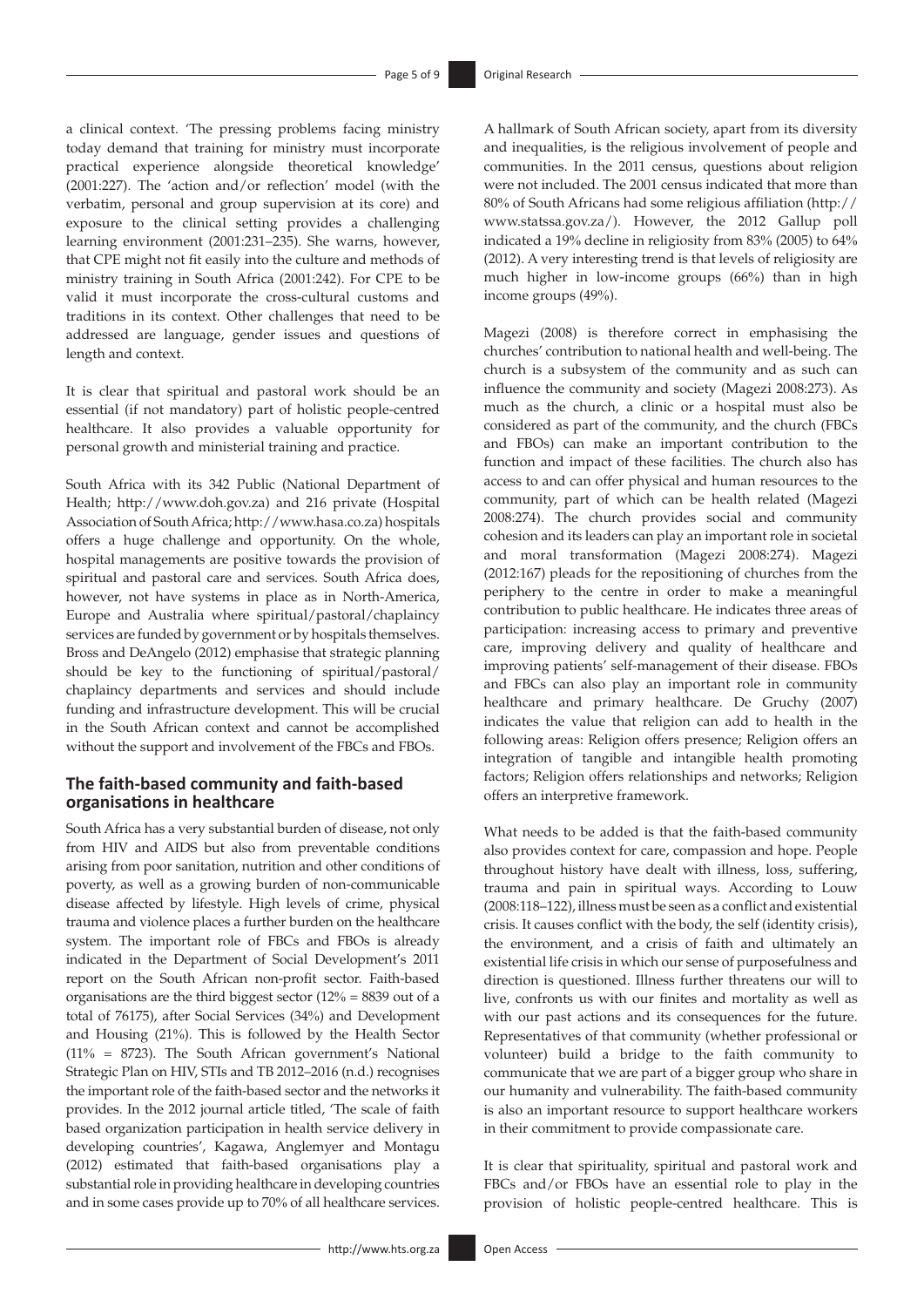a clinical context. 'The pressing problems facing ministry today demand that training for ministry must incorporate practical experience alongside theoretical knowledge' (2001:227). The 'action and/or reflection' model (with the verbatim, personal and group supervision at its core) and exposure to the clinical setting provides a challenging learning environment (2001:231–235). She warns, however, that CPE might not fit easily into the culture and methods of ministry training in South Africa (2001:242). For CPE to be valid it must incorporate the cross-cultural customs and traditions in its context. Other challenges that need to be addressed are language, gender issues and questions of length and context.

It is clear that spiritual and pastoral work should be an essential (if not mandatory) part of holistic people-centred healthcare. It also provides a valuable opportunity for personal growth and ministerial training and practice.

South Africa with its 342 Public (National Department of Health; http://www.doh.gov.za) and 216 private (Hospital Association of South Africa; http://www.hasa.co.za) hospitals offers a huge challenge and opportunity. On the whole, hospital managements are positive towards the provision of spiritual and pastoral care and services. South Africa does, however, not have systems in place as in North-America, Europe and Australia where spiritual/pastoral/chaplaincy services are funded by government or by hospitals themselves. Bross and DeAngelo (2012) emphasise that strategic planning should be key to the functioning of spiritual/pastoral/chaplaincy departments and services and should include funding and infrastructure development. This will be crucial in the South African context and cannot be accomplished without the support and involvement of the FBCs and FBOs.

## The faith-based community and faith-based organisations in healthcare

South Africa has a very substantial burden of disease, not only from HIV and AIDS but also from preventable conditions arising from poor sanitation, nutrition and other conditions of poverty, as well as a growing burden of non-communicable disease affected by lifestyle. High levels of crime, physical trauma and violence places a further burden on the healthcare system. The important role of FBCs and FBOs is already indicated in the Department of Social Development's 2011 report on the South African non-profit sector. Faith-based organisations are the third biggest sector (12% = 8839 out of a total of 76175), after Social Services (34%) and Development and Housing (21%). This is followed by the Health Sector (11% = 8723). The South African government's National Strategic Plan on HIV, STIs and TB 2012–2016 (n.d.) recognises the important role of the faith-based sector and the networks it provides. In the 2012 journal article titled, 'The scale of faith based organization participation in health service delivery in developing countries', Kagawa, Anglemyer and Montagu (2012) estimated that faith-based organisations play a substantial role in providing healthcare in developing countries and in some cases provide up to 70% of all healthcare services.

A hallmark of South African society, apart from its diversity and inequalities, is the religious involvement of people and communities. In the 2011 census, questions about religion were not included. The 2001 census indicated that more than 80% of South Africans had some religious affiliation (http://www.statssa.gov.za/). However, the 2012 Gallup poll indicated a 19% decline in religiosity from 83% (2005) to 64% (2012). A very interesting trend is that levels of religiosity are much higher in low-income groups (66%) than in high income groups (49%).

Magezi (2008) is therefore correct in emphasising the churches' contribution to national health and well-being. The church is a subsystem of the community and as such can influence the community and society (Magezi 2008:273). As much as the church, a clinic or a hospital must also be considered as part of the community, and the church (FBCs and FBOs) can make an important contribution to the function and impact of these facilities. The church also has access to and can offer physical and human resources to the community, part of which can be health related (Magezi 2008:274). The church provides social and community cohesion and its leaders can play an important role in societal and moral transformation (Magezi 2008:274). Magezi (2012:167) pleads for the repositioning of churches from the periphery to the centre in order to make a meaningful contribution to public healthcare. He indicates three areas of participation: increasing access to primary and preventive care, improving delivery and quality of healthcare and improving patients' self-management of their disease. FBOs and FBCs can also play an important role in community healthcare and primary healthcare. De Gruchy (2007) indicates the value that religion can add to health in the following areas: Religion offers presence; Religion offers an integration of tangible and intangible health promoting factors; Religion offers relationships and networks; Religion offers an interpretive framework.

What needs to be added is that the faith-based community also provides context for care, compassion and hope. People throughout history have dealt with illness, loss, suffering, trauma and pain in spiritual ways. According to Louw (2008:118–122), illness must be seen as a conflict and existential crisis. It causes conflict with the body, the self (identity crisis), the environment, and a crisis of faith and ultimately an existential life crisis in which our sense of purposefulness and direction is questioned. Illness further threatens our will to live, confronts us with our finites and mortality as well as with our past actions and its consequences for the future. Representatives of that community (whether professional or volunteer) build a bridge to the faith community to communicate that we are part of a bigger group who share in our humanity and vulnerability. The faith-based community is also an important resource to support healthcare workers in their commitment to provide compassionate care.

It is clear that spirituality, spiritual and pastoral work and FBCs and/or FBOs have an essential role to play in the provision of holistic people-centred healthcare. This is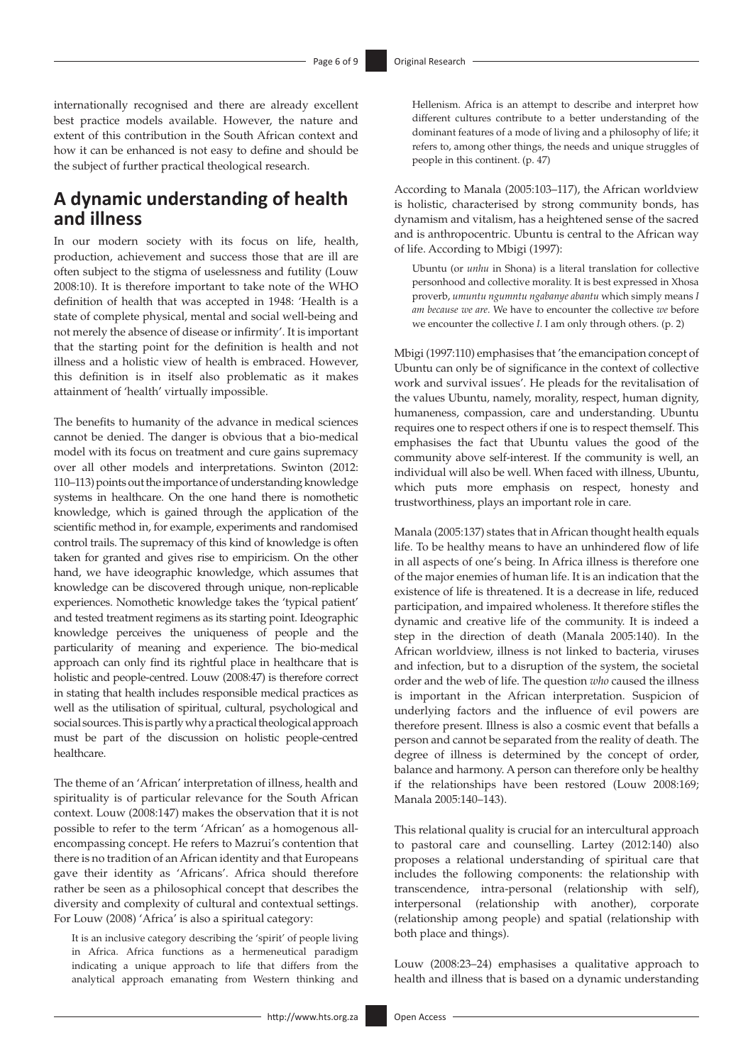internationally recognised and there are already excellent best practice models available. However, the nature and extent of this contribution in the South African context and how it can be enhanced is not easy to define and should be the subject of further practical theological research.

## A dynamic understanding of health and illness

In our modern society with its focus on life, health, production, achievement and success those that are ill are often subject to the stigma of uselessness and futility (Louw 2008:10). It is therefore important to take note of the WHO definition of health that was accepted in 1948: 'Health is a state of complete physical, mental and social well-being and not merely the absence of disease or infirmity'. It is important that the starting point for the definition is health and not illness and a holistic view of health is embraced. However, this definition is in itself also problematic as it makes attainment of 'health' virtually impossible.

The benefits to humanity of the advance in medical sciences cannot be denied. The danger is obvious that a bio-medical model with its focus on treatment and cure gains supremacy over all other models and interpretations. Swinton (2012: 110–113) points out the importance of understanding knowledge systems in healthcare. On the one hand there is nomothetic knowledge, which is gained through the application of the scientific method in, for example, experiments and randomised control trails. The supremacy of this kind of knowledge is often taken for granted and gives rise to empiricism. On the other hand, we have ideographic knowledge, which assumes that knowledge can be discovered through unique, non-replicable experiences. Nomothetic knowledge takes the 'typical patient' and tested treatment regimens as its starting point. Ideographic knowledge perceives the uniqueness of people and the particularity of meaning and experience. The bio-medical approach can only find its rightful place in healthcare that is holistic and people-centred. Louw (2008:47) is therefore correct in stating that health includes responsible medical practices as well as the utilisation of spiritual, cultural, psychological and social sources. This is partly why a practical theological approach must be part of the discussion on holistic people-centred healthcare.

The theme of an 'African' interpretation of illness, health and spirituality is of particular relevance for the South African context. Louw (2008:147) makes the observation that it is not possible to refer to the term 'African' as a homogenous all-encompassing concept. He refers to Mazrui's contention that there is no tradition of an African identity and that Europeans gave their identity as 'Africans'. Africa should therefore rather be seen as a philosophical concept that describes the diversity and complexity of cultural and contextual settings. For Louw (2008) 'Africa' is also a spiritual category:

> It is an inclusive category describing the 'spirit' of people living in Africa. Africa functions as a hermeneutical paradigm indicating a unique approach to life that differs from the analytical approach emanating from Western thinking and Hellenism. Africa is an attempt to describe and interpret how different cultures contribute to a better understanding of the dominant features of a mode of living and a philosophy of life; it refers to, among other things, the needs and unique struggles of people in this continent. (p. 47)

According to Manala (2005:103–117), the African worldview is holistic, characterised by strong community bonds, has dynamism and vitalism, has a heightened sense of the sacred and is anthropocentric. Ubuntu is central to the African way of life. According to Mbigi (1997):

> Ubuntu (or *unhu* in Shona) is a literal translation for collective personhood and collective morality. It is best expressed in Xhosa proverb, *umuntu ngumntu ngabanye abantu* which simply means *I am because we are*. We have to encounter the collective *we* before we encounter the collective *I*. I am only through others. (p. 2)

Mbigi (1997:110) emphasises that 'the emancipation concept of Ubuntu can only be of significance in the context of collective work and survival issues'. He pleads for the revitalisation of the values Ubuntu, namely, morality, respect, human dignity, humaneness, compassion, care and understanding. Ubuntu requires one to respect others if one is to respect themself. This emphasises the fact that Ubuntu values the good of the community above self-interest. If the community is well, an individual will also be well. When faced with illness, Ubuntu, which puts more emphasis on respect, honesty and trustworthiness, plays an important role in care.

Manala (2005:137) states that in African thought health equals life. To be healthy means to have an unhindered flow of life in all aspects of one's being. In Africa illness is therefore one of the major enemies of human life. It is an indication that the existence of life is threatened. It is a decrease in life, reduced participation, and impaired wholeness. It therefore stifles the dynamic and creative life of the community. It is indeed a step in the direction of death (Manala 2005:140). In the African worldview, illness is not linked to bacteria, viruses and infection, but to a disruption of the system, the societal order and the web of life. The question *who* caused the illness is important in the African interpretation. Suspicion of underlying factors and the influence of evil powers are therefore present. Illness is also a cosmic event that befalls a person and cannot be separated from the reality of death. The degree of illness is determined by the concept of order, balance and harmony. A person can therefore only be healthy if the relationships have been restored (Louw 2008:169; Manala 2005:140–143).

This relational quality is crucial for an intercultural approach to pastoral care and counselling. Lartey (2012:140) also proposes a relational understanding of spiritual care that includes the following components: the relationship with transcendence, intra-personal (relationship with self), interpersonal (relationship with another), corporate (relationship among people) and spatial (relationship with both place and things).

Louw (2008:23–24) emphasises a qualitative approach to health and illness that is based on a dynamic understanding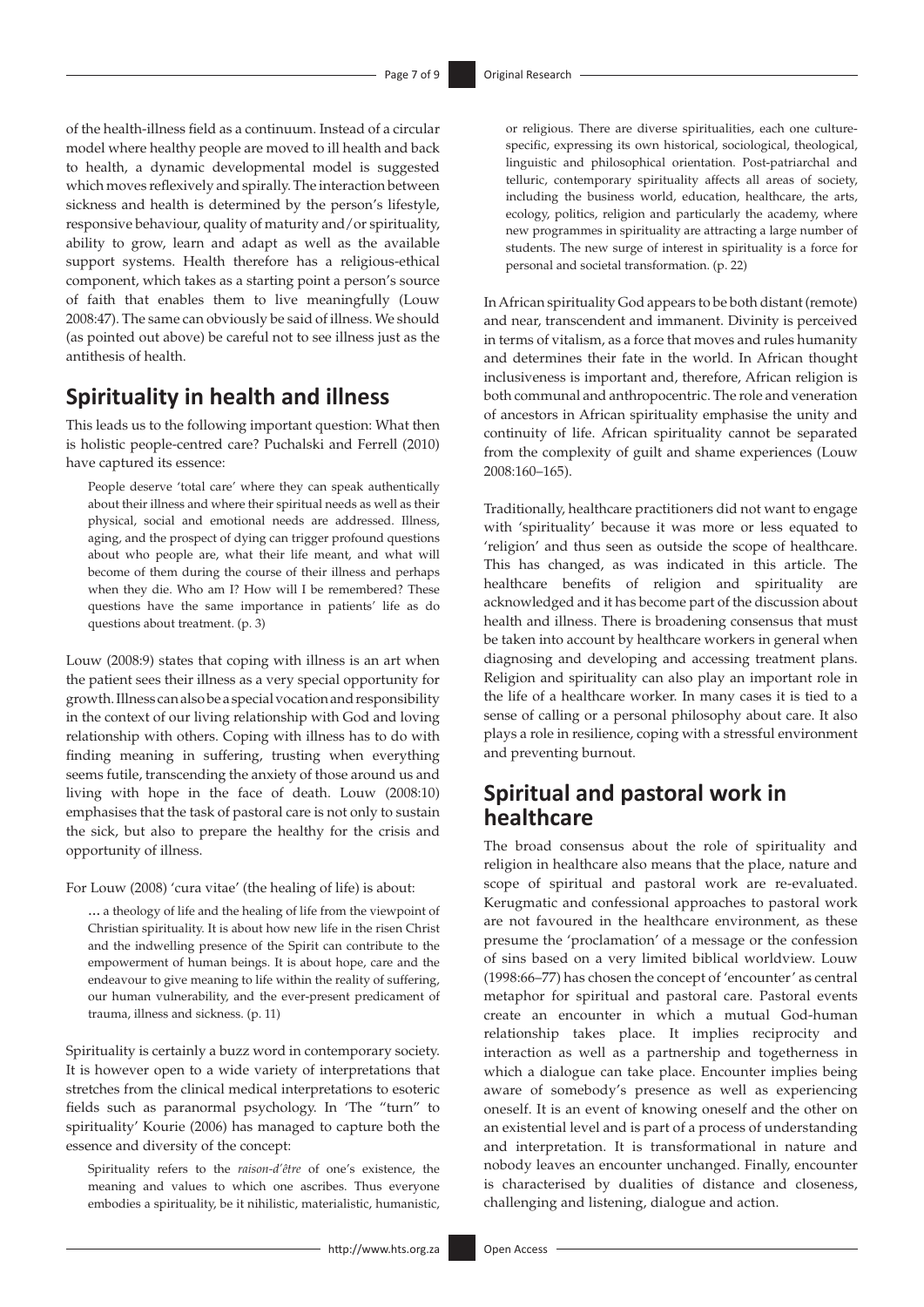of the health-illness field as a continuum. Instead of a circular model where healthy people are moved to ill health and back to health, a dynamic developmental model is suggested which moves reflexively and spirally. The interaction between sickness and health is determined by the person's lifestyle, responsive behaviour, quality of maturity and/or spirituality, ability to grow, learn and adapt as well as the available support systems. Health therefore has a religious-ethical component, which takes as a starting point a person's source of faith that enables them to live meaningfully (Louw 2008:47). The same can obviously be said of illness. We should (as pointed out above) be careful not to see illness just as the antithesis of health.

## Spirituality in health and illness

This leads us to the following important question: What then is holistic people-centred care? Puchalski and Ferrell (2010) have captured its essence:

> People deserve 'total care' where they can speak authentically about their illness and where their spiritual needs as well as their physical, social and emotional needs are addressed. Illness, aging, and the prospect of dying can trigger profound questions about who people are, what their life meant, and what will become of them during the course of their illness and perhaps when they die. Who am I? How will I be remembered? These questions have the same importance in patients' life as do questions about treatment. (p. 3)

Louw (2008:9) states that coping with illness is an art when the patient sees their illness as a very special opportunity for growth. Illness can also be a special vocation and responsibility in the context of our living relationship with God and loving relationship with others. Coping with illness has to do with finding meaning in suffering, trusting when everything seems futile, transcending the anxiety of those around us and living with hope in the face of death. Louw (2008:10) emphasises that the task of pastoral care is not only to sustain the sick, but also to prepare the healthy for the crisis and opportunity of illness.

For Louw (2008) 'cura vitae' (the healing of life) is about:

> ... a theology of life and the healing of life from the viewpoint of Christian spirituality. It is about how new life in the risen Christ and the indwelling presence of the Spirit can contribute to the empowerment of human beings. It is about hope, care and the endeavour to give meaning to life within the reality of suffering, our human vulnerability, and the ever-present predicament of trauma, illness and sickness. (p. 11)

Spirituality is certainly a buzz word in contemporary society. It is however open to a wide variety of interpretations that stretches from the clinical medical interpretations to esoteric fields such as paranormal psychology. In 'The "turn" to spirituality' Kourie (2006) has managed to capture both the essence and diversity of the concept:

> Spirituality refers to the *raison-d'être* of one's existence, the meaning and values to which one ascribes. Thus everyone embodies a spirituality, be it nihilistic, materialistic, humanistic, or religious. There are diverse spiritualities, each one culture-specific, expressing its own historical, sociological, theological, linguistic and philosophical orientation. Post-patriarchal and telluric, contemporary spirituality affects all areas of society, including the business world, education, healthcare, the arts, ecology, politics, religion and particularly the academy, where new programmes in spirituality are attracting a large number of students. The new surge of interest in spirituality is a force for personal and societal transformation. (p. 22)

In African spirituality God appears to be both distant (remote) and near, transcendent and immanent. Divinity is perceived in terms of vitalism, as a force that moves and rules humanity and determines their fate in the world. In African thought inclusiveness is important and, therefore, African religion is both communal and anthropocentric. The role and veneration of ancestors in African spirituality emphasise the unity and continuity of life. African spirituality cannot be separated from the complexity of guilt and shame experiences (Louw 2008:160–165).

Traditionally, healthcare practitioners did not want to engage with 'spirituality' because it was more or less equated to 'religion' and thus seen as outside the scope of healthcare. This has changed, as was indicated in this article. The healthcare benefits of religion and spirituality are acknowledged and it has become part of the discussion about health and illness. There is broadening consensus that must be taken into account by healthcare workers in general when diagnosing and developing and accessing treatment plans. Religion and spirituality can also play an important role in the life of a healthcare worker. In many cases it is tied to a sense of calling or a personal philosophy about care. It also plays a role in resilience, coping with a stressful environment and preventing burnout.

## Spiritual and pastoral work in healthcare

The broad consensus about the role of spirituality and religion in healthcare also means that the place, nature and scope of spiritual and pastoral work are re-evaluated. Kerugmatic and confessional approaches to pastoral work are not favoured in the healthcare environment, as these presume the 'proclamation' of a message or the confession of sins based on a very limited biblical worldview. Louw (1998:66–77) has chosen the concept of 'encounter' as central metaphor for spiritual and pastoral care. Pastoral events create an encounter in which a mutual God-human relationship takes place. It implies reciprocity and interaction as well as a partnership and togetherness in which a dialogue can take place. Encounter implies being aware of somebody's presence as well as experiencing oneself. It is an event of knowing oneself and the other on an existential level and is part of a process of understanding and interpretation. It is transformational in nature and nobody leaves an encounter unchanged. Finally, encounter is characterised by dualities of distance and closeness, challenging and listening, dialogue and action.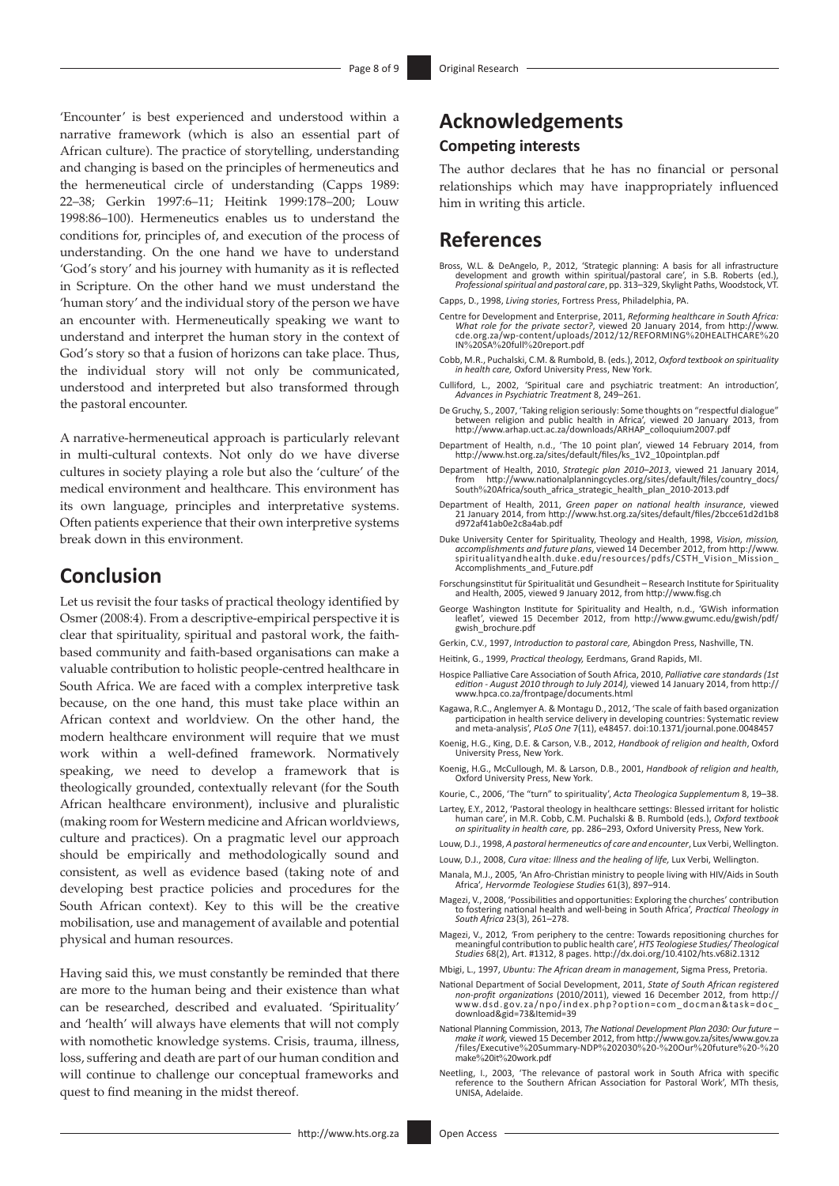'Encounter' is best experienced and understood within a narrative framework (which is also an essential part of African culture). The practice of storytelling, understanding and changing is based on the principles of hermeneutics and the hermeneutical circle of understanding (Capps 1989: 22–38; Gerkin 1997:6–11; Heitink 1999:178–200; Louw 1998:86–100). Hermeneutics enables us to understand the conditions for, principles of, and execution of the process of understanding. On the one hand we have to understand 'God's story' and his journey with humanity as it is reflected in Scripture. On the other hand we must understand the 'human story' and the individual story of the person we have an encounter with. Hermeneutically speaking we want to understand and interpret the human story in the context of God's story so that a fusion of horizons can take place. Thus, the individual story will not only be communicated, understood and interpreted but also transformed through the pastoral encounter.

A narrative-hermeneutical approach is particularly relevant in multi-cultural contexts. Not only do we have diverse cultures in society playing a role but also the 'culture' of the medical environment and healthcare. This environment has its own language, principles and interpretative systems. Often patients experience that their own interpretive systems break down in this environment.

## Conclusion

Let us revisit the four tasks of practical theology identified by Osmer (2008:4). From a descriptive-empirical perspective it is clear that spirituality, spiritual and pastoral work, the faith-based community and faith-based organisations can make a valuable contribution to holistic people-centred healthcare in South Africa. We are faced with a complex interpretive task because, on the one hand, this must take place within an African context and worldview. On the other hand, the modern healthcare environment will require that we must work within a well-defined framework. Normatively speaking, we need to develop a framework that is theologically grounded, contextually relevant (for the South African healthcare environment), inclusive and pluralistic (making room for Western medicine and African worldviews, culture and practices). On a pragmatic level our approach should be empirically and methodologically sound and consistent, as well as evidence based (taking note of and developing best practice policies and procedures for the South African context). Key to this will be the creative mobilisation, use and management of available and potential physical and human resources.

Having said this, we must constantly be reminded that there are more to the human being and their existence than what can be researched, described and evaluated. 'Spirituality' and 'health' will always have elements that will not comply with nomothetic knowledge systems. Crisis, trauma, illness, loss, suffering and death are part of our human condition and will continue to challenge our conceptual frameworks and quest to find meaning in the midst thereof.

## Acknowledgements

### Competing interests

The author declares that he has no financial or personal relationships which may have inappropriately influenced him in writing this article.

## References

Bross, W.L. & DeAngelo, P., 2012, 'Strategic planning: A basis for all infrastructure development and growth within spiritual/pastoral care', in S.B. Roberts (ed.), *Professional spiritual and pastoral care*, pp. 313–329, Skylight Paths, Woodstock, VT.

Capps, D., 1998, *Living stories*, Fortress Press, Philadelphia, PA.

Centre for Development and Enterprise, 2011, *Reforming healthcare in South Africa: What role for the private sector?*, viewed 20 January 2014, from http://www.cde.org.za/wp-content/uploads/2012/12/REFORMING%20HEALTHCARE%20IN%20SA%20full%20report.pdf

Cobb, M.R., Puchalski, C.M. & Rumbold, B. (eds.), 2012, *Oxford textbook on spirituality in health care*, Oxford University Press, New York.

Culliford, L., 2002, 'Spiritual care and psychiatric treatment: An introduction', *Advances in Psychiatric Treatment* 8, 249–261.

De Gruchy, S., 2007, 'Taking religion seriously: Some thoughts on "respectful dialogue" between religion and public health in Africa', viewed 20 January 2013, from http://www.arhap.uct.ac.za/downloads/ARHAP_colloquium2007.pdf

Department of Health, n.d., 'The 10 point plan', viewed 14 February 2014, from http://www.hst.org.za/sites/default/files/ks_1V2_10pointplan.pdf

Department of Health, 2010, *Strategic plan 2010–2013*, viewed 21 January 2014, from http://www.nationalplanningcycles.org/sites/default/files/country_docs/South%20Africa/south_africa_strategic_health_plan_2010-2013.pdf

Department of Health, 2011, *Green paper on national health insurance*, viewed 21 January 2014, from http://www.hst.org.za/sites/default/files/2bcce61d2d1b8d972af41ab0e2c8a4ab.pdf

Duke University Center for Spirituality, Theology and Health, 1998, *Vision, mission, accomplishments and future plans*, viewed 14 December 2012, from http://www.spiritualityandhealth.duke.edu/resources/pdfs/CSTH_Vision_Mission_Accomplishments_and_Future.pdf

Forschungsinstitut für Spiritualität und Gesundheit – Research Institute for Spirituality and Health, 2005, viewed 9 January 2012, from http://www.fisg.ch

George Washington Institute for Spirituality and Health, n.d., 'GWish information leaflet', viewed 15 December 2012, from http://www.gwumc.edu/gwish/pdf/gwish_brochure.pdf

Gerkin, C.V., 1997, *Introduction to pastoral care*, Abingdon Press, Nashville, TN.

Heitink, G., 1999, *Practical theology*, Eerdmans, Grand Rapids, MI.

Hospice Palliative Care Association of South Africa, 2010, *Palliative care standards (1st edition - August 2010 through to July 2014)*, viewed 14 January 2014, from http://www.hpca.co.za/frontpage/documents.html

Kagawa, R.C., Anglemyer A. & Montagu D., 2012, 'The scale of faith based organization participation in health service delivery in developing countries: Systematic review and meta-analysis', *PLoS One* 7(11), e48457. doi:10.1371/journal.pone.0048457

Koenig, H.G., King, D.E. & Carson, V.B., 2012, *Handbook of religion and health*, Oxford University Press, New York.

Koenig, H.G., McCullough, M. & Larson, D.B., 2001, *Handbook of religion and health*, Oxford University Press, New York.

Kourie, C., 2006, 'The "turn" to spirituality', *Acta Theologica Supplementum* 8, 19–38.

Lartey, E.Y., 2012, 'Pastoral theology in healthcare settings: Blessed irritant for holistic human care', in M.R. Cobb, C.M. Puchalski & B. Rumbold (eds.), *Oxford textbook on spirituality in health care*, pp. 286–293, Oxford University Press, New York.

Louw, D.J., 1998, *A pastoral hermeneutics of care and encounter*, Lux Verbi, Wellington.

Louw, D.J., 2008, *Cura vitae: Illness and the healing of life*, Lux Verbi, Wellington.

Manala, M.J., 2005, 'An Afro-Christian ministry to people living with HIV/Aids in South Africa', *Hervormde Teologiese Studies* 61(3), 897–914.

Magezi, V., 2008, 'Possibilities and opportunities: Exploring the churches' contribution to fostering national health and well-being in South Africa', *Practical Theology in South Africa* 23(3), 261–278.

Magezi, V., 2012, 'From periphery to the centre: Towards repositioning churches for meaningful contribution to public health care', *HTS Teologiese Studies/ Theological Studies* 68(2), Art. #1312, 8 pages. http://dx.doi.org/10.4102/hts.v68i2.1312

Mbigi, L., 1997, *Ubuntu: The African dream in management*, Sigma Press, Pretoria.

National Department of Social Development, 2011, *State of South African registered non-profit organizations* (2010/2011), viewed 16 December 2012, from http://www.dsd.gov.za/npo/index.php?option=com_docman&task=doc_download&gid=73&Itemid=39

National Planning Commission, 2013, *The National Development Plan 2030: Our future – make it work*, viewed 15 December 2012, from http://www.gov.za/sites/www.gov.za/files/Executive%20Summary-NDP%202030%20-%20Our%20future%20-%20make%20it%20work.pdf

Neetling, I., 2003, 'The relevance of pastoral work in South Africa with specific reference to the Southern African Association for Pastoral Work', MTh thesis, UNISA, Adelaide.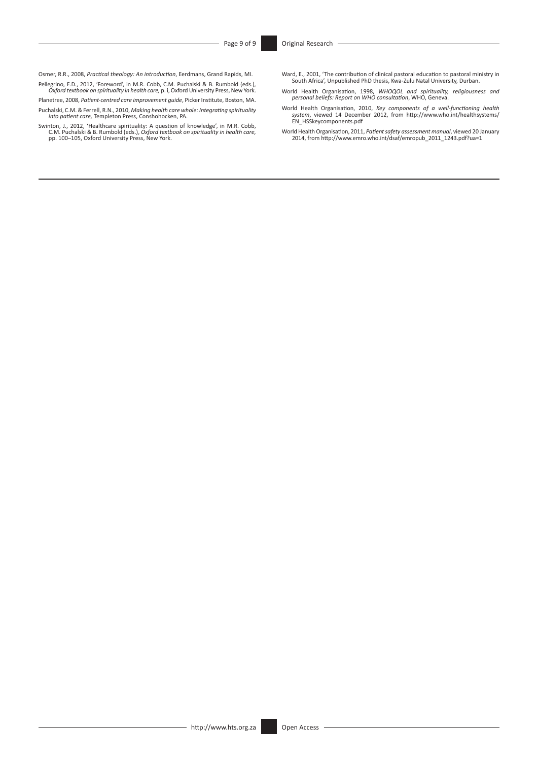Osmer, R.R., 2008, *Practical theology: An introduction*, Eerdmans, Grand Rapids, MI.

Pellegrino, E.D., 2012, 'Foreword', in M.R. Cobb, C.M. Puchalski & B. Rumbold (eds.), *Oxford textbook on spirituality in health care,* p. i, Oxford University Press, New York.

Planetree, 2008, *Patient-centred care improvement guide*, Picker Institute, Boston, MA.

Puchalski, C.M. & Ferrell, R.N., 2010, *Making health care whole: Integrating spirituality into patient care,* Templeton Press, Conshohocken, PA.

Swinton, J., 2012, 'Healthcare spirituality: A question of knowledge', in M.R. Cobb, C.M. Puchalski & B. Rumbold (eds.), *Oxford textbook on spirituality in health care,* pp. 100–105, Oxford University Press, New York.

Ward, E., 2001, 'The contribution of clinical pastoral education to pastoral ministry in South Africa', Unpublished PhD thesis, Kwa-Zulu Natal University, Durban.

World Health Organisation, 1998, *WHOQOL and spirituality, religiousness and personal beliefs: Report on WHO consultation*, WHO, Geneva.

World Health Organisation, 2010, *Key components of a well-functioning health system*, viewed 14 December 2012, from http://www.who.int/healthsystems/EN_HSSkeycomponents.pdf

World Health Organisation, 2011, *Patient safety assessment manual*, viewed 20 January 2014, from http://www.emro.who.int/dsaf/emropub_2011_1243.pdf?ua=1